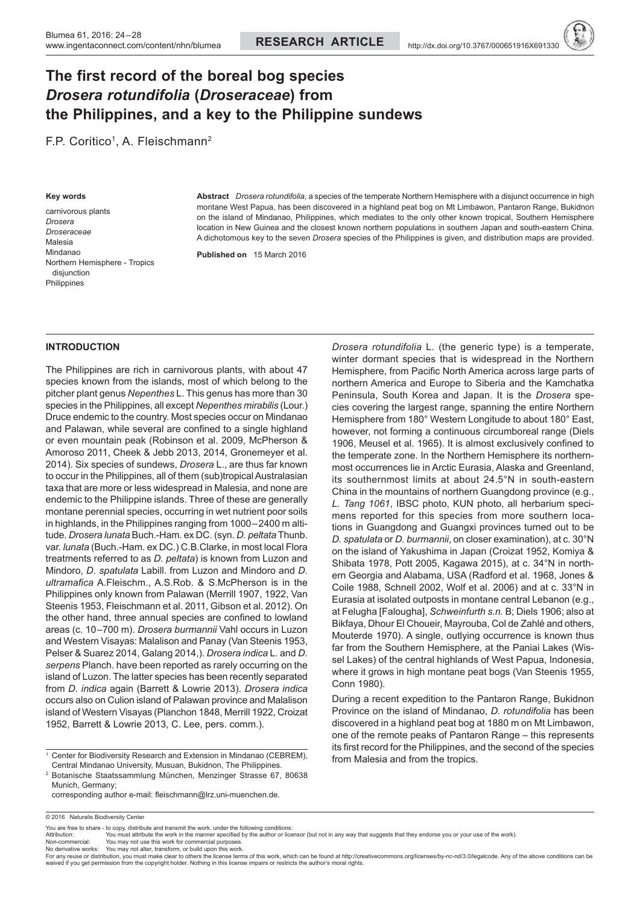# The first record of the boreal bog species *Drosera rotundifolia* (*Droseraceae*) from the Philippines, and a key to the Philippine sundews

F.P. Coritico[1], A. Fleischmann[2]

**Key words**

carnivorous plants
*Drosera*
*Droseraceae*
Malesia
Mindanao
Northern Hemisphere - Tropics disjunction
Philippines

**Abstract** *Drosera rotundifolia*, a species of the temperate Northern Hemisphere with a disjunct occurrence in high montane West Papua, has been discovered in a highland peat bog on Mt Limbawon, Pantaron Range, Bukidnon on the island of Mindanao, Philippines, which mediates to the only other known tropical, Southern Hemisphere location in New Guinea and the closest known northern populations in southern Japan and south-eastern China. A dichotomous key to the seven *Drosera* species of the Philippines is given, and distribution maps are provided.

**Published on** 15 March 2016

## INTRODUCTION

The Philippines are rich in carnivorous plants, with about 47 species known from the islands, most of which belong to the pitcher plant genus *Nepenthes* L. This genus has more than 30 species in the Philippines, all except *Nepenthes mirabilis* (Lour.) Druce endemic to the country. Most species occur on Mindanao and Palawan, while several are confined to a single highland or even mountain peak (Robinson et al. 2009, McPherson & Amoroso 2011, Cheek & Jebb 2013, 2014, Gronemeyer et al. 2014). Six species of sundews, *Drosera* L., are thus far known to occur in the Philippines, all of them (sub)tropical Australasian taxa that are more or less widespread in Malesia, and none are endemic to the Philippine islands. Three of these are generally montane perennial species, occurring in wet nutrient poor soils in highlands, in the Philippines ranging from 1000–2400 m altitude. *Drosera lunata* Buch.-Ham. ex DC. (syn. *D. peltata* Thunb. var. *lunata* (Buch.-Ham. ex DC.) C.B.Clarke, in most local Flora treatments referred to as *D. peltata*) is known from Luzon and Mindoro, *D. spatulata* Labill. from Luzon and Mindoro and *D. ultramafica* A.Fleischm., A.S.Rob. & S.McPherson is in the Philippines only known from Palawan (Merrill 1907, 1922, Van Steenis 1953, Fleischmann et al. 2011, Gibson et al. 2012). On the other hand, three annual species are confined to lowland areas (c. 10–700 m). *Drosera burmannii* Vahl occurs in Luzon and Western Visayas: Malalison and Panay (Van Steenis 1953, Pelser & Suarez 2014, Galang 2014,). *Drosera indica* L. and *D. serpens* Planch. have been reported as rarely occurring on the island of Luzon. The latter species has been recently separated from *D. indica* again (Barrett & Lowrie 2013). *Drosera indica* occurs also on Culion island of Palawan province and Malalison island of Western Visayas (Planchon 1848, Merrill 1922, Croizat 1952, Barrett & Lowrie 2013, C. Lee, pers. comm.).

*Drosera rotundifolia* L. (the generic type) is a temperate, winter dormant species that is widespread in the Northern Hemisphere, from Pacific North America across large parts of northern America and Europe to Siberia and the Kamchatka Peninsula, South Korea and Japan. It is the *Drosera* species covering the largest range, spanning the entire Northern Hemisphere from 180° Western Longitude to about 180° East, however, not forming a continuous circumboreal range (Diels 1906, Meusel et al. 1965). It is almost exclusively confined to the temperate zone. In the Northern Hemisphere its northernmost occurrences lie in Arctic Eurasia, Alaska and Greenland, its southernmost limits at about 24.5°N in south-eastern China in the mountains of northern Guangdong province (e.g., *L. Tang 1061*, IBSC photo, KUN photo, all herbarium specimens reported for this species from more southern locations in Guangdong and Guangxi provinces turned out to be *D. spatulata* or *D. burmannii*, on closer examination), at c. 30°N on the island of Yakushima in Japan (Croizat 1952, Komiya & Shibata 1978, Pott 2005, Kagawa 2015), at c. 34°N in northern Georgia and Alabama, USA (Radford et al. 1968, Jones & Coile 1988, Schnell 2002, Wolf et al. 2006) and at c. 33°N in Eurasia at isolated outposts in montane central Lebanon (e.g., at Felugha [Falougha], *Schweinfurth s.n.* B; Diels 1906; also at Bikfaya, Dhour El Choueir, Mayrouba, Col de Zahlé and others, Mouterde 1970). A single, outlying occurrence is known thus far from the Southern Hemisphere, at the Paniai Lakes (Wissel Lakes) of the central highlands of West Papua, Indonesia, where it grows in high montane peat bogs (Van Steenis 1955, Conn 1980).

During a recent expedition to the Pantaron Range, Bukidnon Province on the island of Mindanao, *D. rotundifolia* has been discovered in a highland peat bog at 1880 m on Mt Limbawon, one of the remote peaks of Pantaron Range – this represents its first record for the Philippines, and the second of the species from Malesia and from the tropics.

[1] Center for Biodiversity Research and Extension in Mindanao (CEBREM), Central Mindanao University, Musuan, Bukidnon, The Philippines.
[2] Botanische Staatssammlung München, Menzinger Strasse 67, 80638 Munich, Germany;
corresponding author e-mail: fleischmann@lrz.uni-muenchen.de.

© 2016 Naturalis Biodiversity Center

You are free to share - to copy, distribute and transmit the work, under the following conditions:
Attribution: You must attribute the work in the manner specified by the author or licensor (but not in any way that suggests that they endorse you or your use of the work).
Non-commercial: You may not use this work for commercial purposes.
No derivative works: You may not alter, transform, or build upon this work.
For any reuse or distribution, you must make clear to others the license terms of this work, which can be found at http://creativecommons.org/licenses/by-nc-nd/3.0/legalcode. Any of the above conditions can be waived if you get permission from the copyright holder. Nothing in this license impairs or restricts the author's moral rights.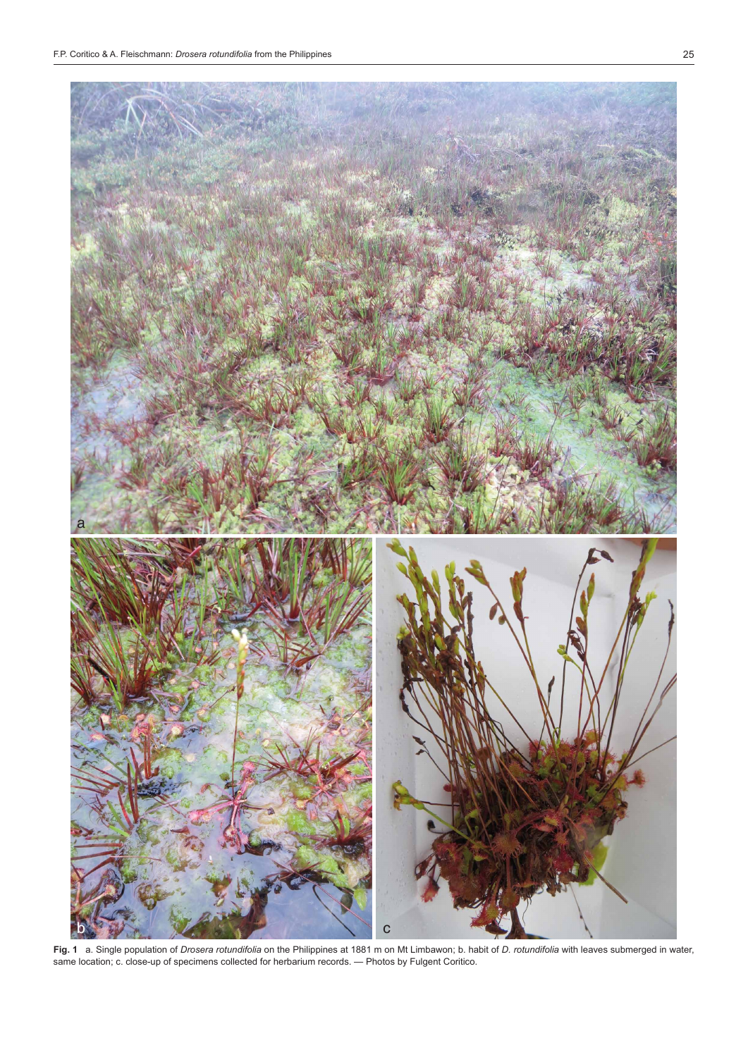**Fig. 1** a. Single population of *Drosera rotundifolia* on the Philippines at 1881 m on Mt Limbawon; b. habit of *D. rotundifolia* with leaves submerged in water, same location; c. close-up of specimens collected for herbarium records. — Photos by Fulgent Coritico.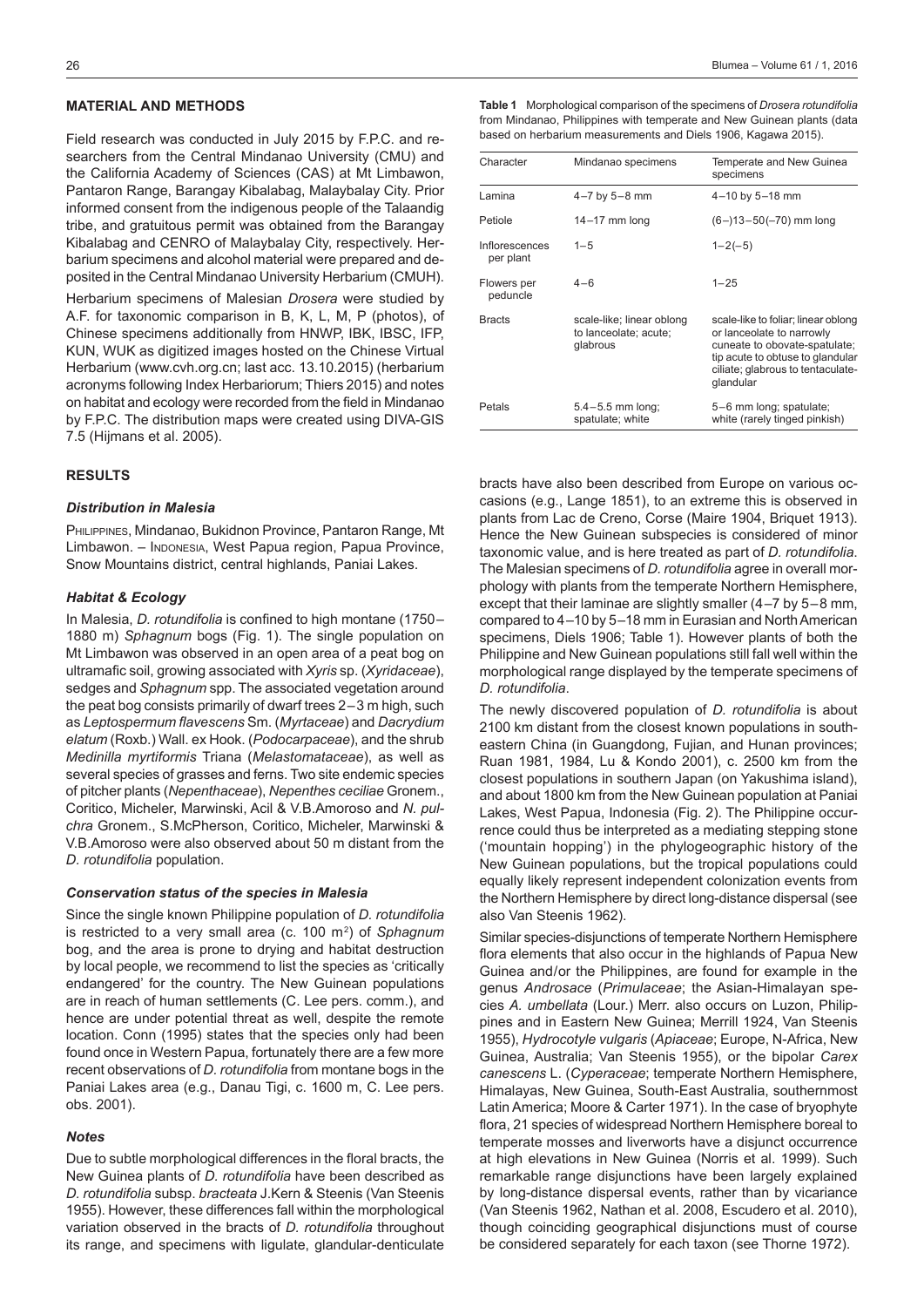## MATERIAL AND METHODS

Field research was conducted in July 2015 by F.P.C. and researchers from the Central Mindanao University (CMU) and the California Academy of Sciences (CAS) at Mt Limbawon, Pantaron Range, Barangay Kibalabag, Malaybalay City. Prior informed consent from the indigenous people of the Talaandig tribe, and gratuitous permit was obtained from the Barangay Kibalabag and CENRO of Malaybalay City, respectively. Herbarium specimens and alcohol material were prepared and deposited in the Central Mindanao University Herbarium (CMUH).

Herbarium specimens of Malesian *Drosera* were studied by A.F. for taxonomic comparison in B, K, L, M, P (photos), of Chinese specimens additionally from HNWP, IBK, IBSC, IFP, KUN, WUK as digitized images hosted on the Chinese Virtual Herbarium (www.cvh.org.cn; last acc. 13.10.2015) (herbarium acronyms following Index Herbariorum; Thiers 2015) and notes on habitat and ecology were recorded from the field in Mindanao by F.P.C. The distribution maps were created using DIVA-GIS 7.5 (Hijmans et al. 2005).

## RESULTS

### *Distribution in Malesia*

Philippines, Mindanao, Bukidnon Province, Pantaron Range, Mt Limbawon. – Indonesia, West Papua region, Papua Province, Snow Mountains district, central highlands, Paniai Lakes.

### *Habitat & Ecology*

In Malesia, *D. rotundifolia* is confined to high montane (1750–1880 m) *Sphagnum* bogs (Fig. 1). The single population on Mt Limbawon was observed in an open area of a peat bog on ultramafic soil, growing associated with *Xyris* sp. (*Xyridaceae*), sedges and *Sphagnum* spp. The associated vegetation around the peat bog consists primarily of dwarf trees 2–3 m high, such as *Leptospermum flavescens* Sm. (*Myrtaceae*) and *Dacrydium elatum* (Roxb.) Wall. ex Hook. (*Podocarpaceae*), and the shrub *Medinilla myrtiformis* Triana (*Melastomataceae*), as well as several species of grasses and ferns. Two site endemic species of pitcher plants (*Nepenthaceae*), *Nepenthes ceciliae* Gronem., Coritico, Micheler, Marwinski, Acil & V.B.Amoroso and *N. pulchra* Gronem., S.McPherson, Coritico, Micheler, Marwinski & V.B.Amoroso were also observed about 50 m distant from the *D. rotundifolia* population.

### *Conservation status of the species in Malesia*

Since the single known Philippine population of *D. rotundifolia* is restricted to a very small area (c. 100 m$^2$) of *Sphagnum* bog, and the area is prone to drying and habitat destruction by local people, we recommend to list the species as 'critically endangered' for the country. The New Guinean populations are in reach of human settlements (C. Lee pers. comm.), and hence are under potential threat as well, despite the remote location. Conn (1995) states that the species only had been found once in Western Papua, fortunately there are a few more recent observations of *D. rotundifolia* from montane bogs in the Paniai Lakes area (e.g., Danau Tigi, c. 1600 m, C. Lee pers. obs. 2001).

### *Notes*

Due to subtle morphological differences in the floral bracts, the New Guinea plants of *D. rotundifolia* have been described as *D. rotundifolia* subsp. *bracteata* J.Kern & Steenis (Van Steenis 1955). However, these differences fall within the morphological variation observed in the bracts of *D. rotundifolia* throughout its range, and specimens with ligulate, glandular-denticulate bracts have also been described from Europe on various occasions (e.g., Lange 1851), to an extreme this is observed in plants from Lac de Creno, Corse (Maire 1904, Briquet 1913). Hence the New Guinean subspecies is considered of minor taxonomic value, and is here treated as part of *D. rotundifolia*. The Malesian specimens of *D. rotundifolia* agree in overall morphology with plants from the temperate Northern Hemisphere, except that their laminae are slightly smaller (4–7 by 5–8 mm, compared to 4–10 by 5–18 mm in Eurasian and North American specimens, Diels 1906; Table 1). However plants of both the Philippine and New Guinean populations still fall well within the morphological range displayed by the temperate specimens of *D. rotundifolia*.

**Table 1** Morphological comparison of the specimens of *Drosera rotundifolia* from Mindanao, Philippines with temperate and New Guinean plants (data based on herbarium measurements and Diels 1906, Kagawa 2015).

| Character | Mindanao specimens | Temperate and New Guinea specimens |
|---|---|---|
| Lamina | 4–7 by 5–8 mm | 4–10 by 5–18 mm |
| Petiole | 14–17 mm long | (6–)13–50(–70) mm long |
| Inflorescences per plant | 1–5 | 1–2(–5) |
| Flowers per peduncle | 4–6 | 1–25 |
| Bracts | scale-like; linear oblong to lanceolate; acute; glabrous | scale-like to foliar; linear oblong or lanceolate to narrowly cuneate to obovate-spatulate; tip acute to obtuse to glandular ciliate; glabrous to tentaculate-glandular |
| Petals | 5.4–5.5 mm long; spatulate; white | 5–6 mm long; spatulate; white (rarely tinged pinkish) |

The newly discovered population of *D. rotundifolia* is about 2100 km distant from the closest known populations in southeastern China (in Guangdong, Fujian, and Hunan provinces; Ruan 1981, 1984, Lu & Kondo 2001), c. 2500 km from the closest populations in southern Japan (on Yakushima island), and about 1800 km from the New Guinean population at Paniai Lakes, West Papua, Indonesia (Fig. 2). The Philippine occurrence could thus be interpreted as a mediating stepping stone ('mountain hopping') in the phylogeographic history of the New Guinean populations, but the tropical populations could equally likely represent independent colonization events from the Northern Hemisphere by direct long-distance dispersal (see also Van Steenis 1962).

Similar species-disjunctions of temperate Northern Hemisphere flora elements that also occur in the highlands of Papua New Guinea and/or the Philippines, are found for example in the genus *Androsace* (*Primulaceae*; the Asian-Himalayan species *A. umbellata* (Lour.) Merr. also occurs on Luzon, Philippines and in Eastern New Guinea; Merrill 1924, Van Steenis 1955), *Hydrocotyle vulgaris* (*Apiaceae*; Europe, N-Africa, New Guinea, Australia; Van Steenis 1955), or the bipolar *Carex canescens* L. (*Cyperaceae*; temperate Northern Hemisphere, Himalayas, New Guinea, South-East Australia, southernmost Latin America; Moore & Carter 1971). In the case of bryophyte flora, 21 species of widespread Northern Hemisphere boreal to temperate mosses and liverworts have a disjunct occurrence at high elevations in New Guinea (Norris et al. 1999). Such remarkable range disjunctions have been largely explained by long-distance dispersal events, rather than by vicariance (Van Steenis 1962, Nathan et al. 2008, Escudero et al. 2010), though coinciding geographical disjunctions must of course be considered separately for each taxon (see Thorne 1972).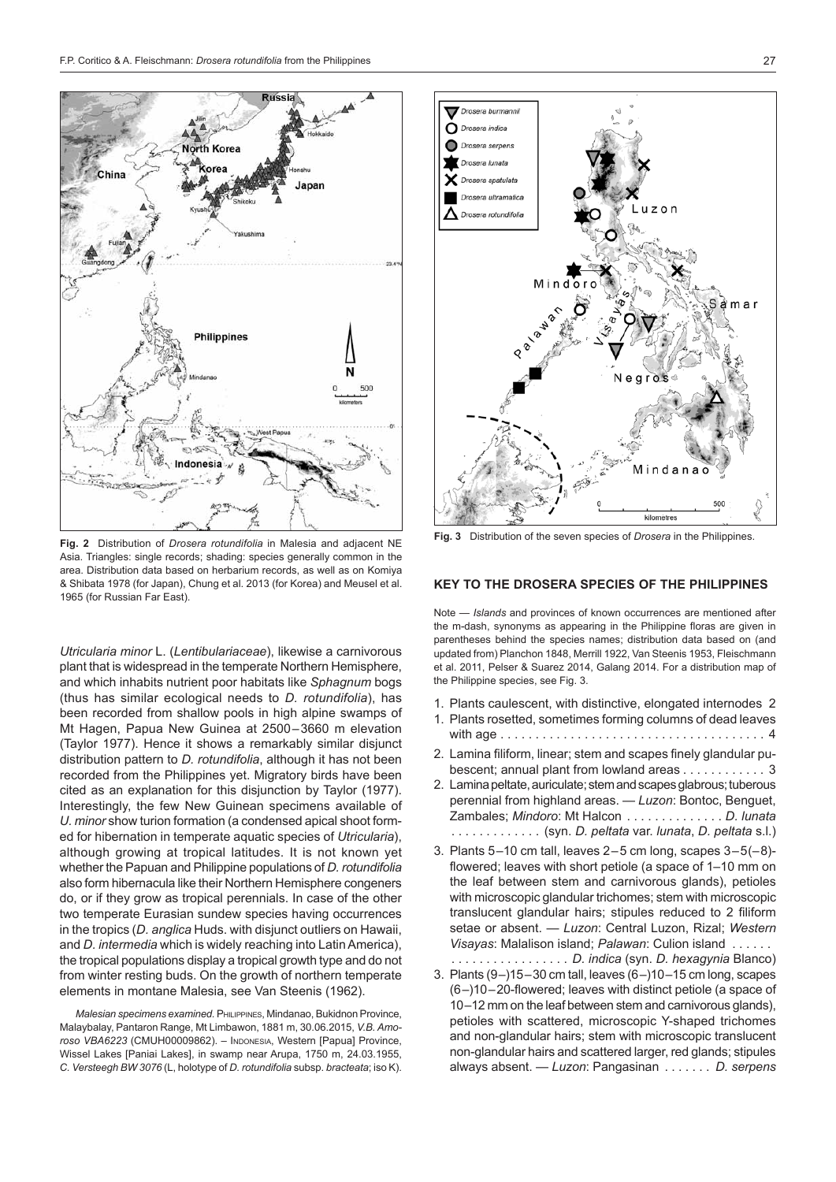**Fig. 2** Distribution of *Drosera rotundifolia* in Malesia and adjacent NE Asia. Triangles: single records; shading: species generally common in the area. Distribution data based on herbarium records, as well as on Komiya & Shibata 1978 (for Japan), Chung et al. 2013 (for Korea) and Meusel et al. 1965 (for Russian Far East).

*Utricularia minor* L. (*Lentibulariaceae*), likewise a carnivorous plant that is widespread in the temperate Northern Hemisphere, and which inhabits nutrient poor habitats like *Sphagnum* bogs (thus has similar ecological needs to *D. rotundifolia*), has been recorded from shallow pools in high alpine swamps of Mt Hagen, Papua New Guinea at 2500–3660 m elevation (Taylor 1977). Hence it shows a remarkably similar disjunct distribution pattern to *D. rotundifolia*, although it has not been recorded from the Philippines yet. Migratory birds have been cited as an explanation for this disjunction by Taylor (1977). Interestingly, the few New Guinean specimens available of *U. minor* show turion formation (a condensed apical shoot formed for hibernation in temperate aquatic species of *Utricularia*), although growing at tropical latitudes. It is not known yet whether the Papuan and Philippine populations of *D. rotundifolia* also form hibernacula like their Northern Hemisphere congeners do, or if they grow as tropical perennials. In case of the other two temperate Eurasian sundew species having occurrences in the tropics (*D. anglica* Huds. with disjunct outliers on Hawaii, and *D. intermedia* which is widely reaching into Latin America), the tropical populations display a tropical growth type and do not from winter resting buds. On the growth of northern temperate elements in montane Malesia, see Van Steenis (1962).

*Malesian specimens examined*. PHILIPPINES, Mindanao, Bukidnon Province, Malaybalay, Pantaron Range, Mt Limbawon, 1881 m, 30.06.2015, *V.B. Amoroso VBA6223* (CMUH00009862). – INDONESIA, Western [Papua] Province, Wissel Lakes [Paniai Lakes], in swamp near Arupa, 1750 m, 24.03.1955, *C. Versteegh BW 3076* (L, holotype of *D. rotundifolia* subsp. *bracteata*; iso K).

**Fig. 3** Distribution of the seven species of *Drosera* in the Philippines.

## KEY TO THE DROSERA SPECIES OF THE PHILIPPINES

Note — *Islands* and provinces of known occurrences are mentioned after the m-dash, synonyms as appearing in the Philippine floras are given in parentheses behind the species names; distribution data based on (and updated from) Planchon 1848, Merrill 1922, Van Steenis 1953, Fleischmann et al. 2011, Pelser & Suarez 2014, Galang 2014. For a distribution map of the Philippine species, see Fig. 3.

1. Plants caulescent, with distinctive, elongated internodes 2
1. Plants rosetted, sometimes forming columns of dead leaves with age . . . . . . . . . . . . . . . . . . . . . . . . . . . . . . . . . . . . . . 4
2. Lamina filiform, linear; stem and scapes finely glandular pubescent; annual plant from lowland areas . . . . . . . . . . . . 3
2. Lamina peltate, auriculate; stem and scapes glabrous; tuberous perennial from highland areas. — *Luzon*: Bontoc, Benguet, Zambales; *Mindoro*: Mt Halcon . . . . . . . . . . . . . . *D. lunata* . . . . . . . . . . . . . (syn. *D. peltata* var. *lunata*, *D. peltata* s.l.)
3. Plants 5–10 cm tall, leaves 2–5 cm long, scapes 3–5(–8)-flowered; leaves with short petiole (a space of 1–10 mm on the leaf between stem and carnivorous glands), petioles with microscopic glandular trichomes; stem with microscopic translucent glandular hairs; stipules reduced to 2 filiform setae or absent. — *Luzon*: Central Luzon, Rizal; *Western Visayas*: Malalison island; *Palawan*: Culion island . . . . . . . . . . . . . . . . . . . . . . . *D. indica* (syn. *D. hexagynia* Blanco)
3. Plants (9–)15–30 cm tall, leaves (6–)10–15 cm long, scapes (6–)10–20-flowered; leaves with distinct petiole (a space of 10–12 mm on the leaf between stem and carnivorous glands), petioles with scattered, microscopic Y-shaped trichomes and non-glandular hairs; stem with microscopic translucent non-glandular hairs and scattered larger, red glands; stipules always absent. — *Luzon*: Pangasinan . . . . . . . *D. serpens*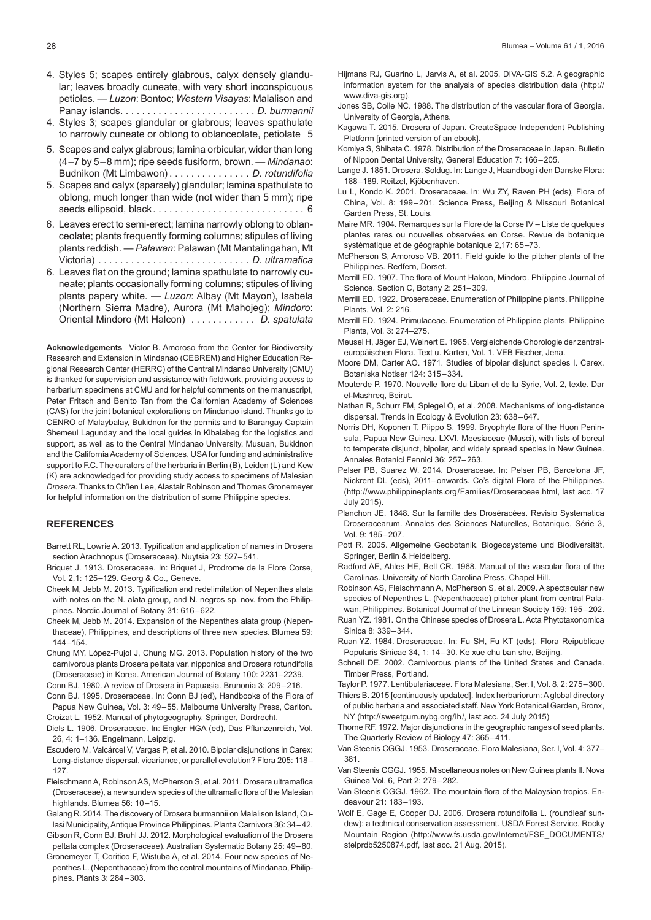4. Styles 5; scapes entirely glabrous, calyx densely glandular; leaves broadly cuneate, with very short inconspicuous petioles. — *Luzon*: Bontoc; *Western Visayas*: Malalison and Panay islands. . . . . . . . . . . . . . . . . . . . . . . . . *D. burmannii*
4. Styles 3; scapes glandular or glabrous; leaves spathulate to narrowly cuneate or oblong to oblanceolate, petiolate 5
5. Scapes and calyx glabrous; lamina orbicular, wider than long (4–7 by 5–8 mm); ripe seeds fusiform, brown. — *Mindanao*: Budnikon (Mt Limbawon) . . . . . . . . . . . . . . *D. rotundifolia*
5. Scapes and calyx (sparsely) glandular; lamina spathulate to oblong, much longer than wide (not wider than 5 mm); ripe seeds ellipsoid, black . . . . . . . . . . . . . . . . . . . . . . . . . . . 6
6. Leaves erect to semi-erect; lamina narrowly oblong to oblanceolate; plants frequently forming columns; stipules of living plants reddish. — *Palawan*: Palawan (Mt Mantalingahan, Mt Victoria) . . . . . . . . . . . . . . . . . . . . . . . . . . . *D. ultramafica*
6. Leaves flat on the ground; lamina spathulate to narrowly cuneate; plants occasionally forming columns; stipules of living plants papery white. — *Luzon*: Albay (Mt Mayon), Isabela (Northern Sierra Madre), Aurora (Mt Mahojeg); *Mindoro*: Oriental Mindoro (Mt Halcon) . . . . . . . . . . . *D. spatulata*

**Acknowledgements** Victor B. Amoroso from the Center for Biodiversity Research and Extension in Mindanao (CEBREM) and Higher Education Regional Research Center (HERRC) of the Central Mindanao University (CMU) is thanked for supervision and assistance with fieldwork, providing access to herbarium specimens at CMU and for helpful comments on the manuscript, Peter Fritsch and Benito Tan from the Californian Academy of Sciences (CAS) for the joint botanical explorations on Mindanao island. Thanks go to CENRO of Malaybalay, Bukidnon for the permits and to Barangay Captain Shemeul Lagunday and the local guides in Kibalabag for the logistics and support, as well as to the Central Mindanao University, Musuan, Bukidnon and the California Academy of Sciences, USA for funding and administrative support to F.C. The curators of the herbaria in Berlin (B), Leiden (L) and Kew (K) are acknowledged for providing study access to specimens of Malesian *Drosera*. Thanks to Ch'ien Lee, Alastair Robinson and Thomas Gronemeyer for helpful information on the distribution of some Philippine species.

## REFERENCES

Barrett RL, Lowrie A. 2013. Typification and application of names in Drosera section Arachnopus (Droseraceae). Nuytsia 23: 527–541.

Briquet J. 1913. Droseraceae. In: Briquet J, Prodrome de la Flore Corse, Vol. 2,1: 125–129. Georg & Co., Geneve.

Cheek M, Jebb M. 2013. Typification and redelimitation of Nepenthes alata with notes on the N. alata group, and N. negros sp. nov. from the Philippines. Nordic Journal of Botany 31: 616–622.

Cheek M, Jebb M. 2014. Expansion of the Nepenthes alata group (Nepenthaceae), Philippines, and descriptions of three new species. Blumea 59: 144–154.

Chung MY, López-Pujol J, Chung MG. 2013. Population history of the two carnivorous plants Drosera peltata var. nipponica and Drosera rotundifolia (Droseraceae) in Korea. American Journal of Botany 100: 2231–2239.

Conn BJ. 1980. A review of Drosera in Papuasia. Brunonia 3: 209–216.

Conn BJ. 1995. Droseraceae. In: Conn BJ (ed), Handbooks of the Flora of Papua New Guinea, Vol. 3: 49–55. Melbourne University Press, Carlton.

Croizat L. 1952. Manual of phytogeography. Springer, Dordrecht.

Diels L. 1906. Droseraceae. In: Engler HGA (ed), Das Pflanzenreich, Vol. 26, 4: 1–136. Engelmann, Leipzig.

Escudero M, Valcárcel V, Vargas P, et al. 2010. Bipolar disjunctions in Carex: Long-distance dispersal, vicariance, or parallel evolution? Flora 205: 118–127.

Fleischmann A, Robinson AS, McPherson S, et al. 2011. Drosera ultramafica (Droseraceae), a new sundew species of the ultramafic flora of the Malesian highlands. Blumea 56: 10–15.

Galang R. 2014. The discovery of Drosera burmannii on Malalison Island, Culasi Municipality, Antique Province Philippines. Planta Carnivora 36: 34–42.

Gibson R, Conn BJ, Bruhl JJ. 2012. Morphological evaluation of the Drosera peltata complex (Droseraceae). Australian Systematic Botany 25: 49–80.

Gronemeyer T, Coritico F, Wistuba A, et al. 2014. Four new species of Nepenthes L. (Nepenthaceae) from the central mountains of Mindanao, Philippines. Plants 3: 284–303.

Hijmans RJ, Guarino L, Jarvis A, et al. 2005. DIVA-GIS 5.2. A geographic information system for the analysis of species distribution data (http://www.diva-gis.org).

Jones SB, Coile NC. 1988. The distribution of the vascular flora of Georgia. University of Georgia, Athens.

Kagawa T. 2015. Drosera of Japan. CreateSpace Independent Publishing Platform [printed version of an ebook].

Komiya S, Shibata C. 1978. Distribution of the Droseraceae in Japan. Bulletin of Nippon Dental University, General Education 7: 166–205.

Lange J. 1851. Drosera. Soldug. In: Lange J, Haandbog i den Danske Flora: 188–189. Reitzel, Kjöbenhaven.

Lu L, Kondo K. 2001. Droseraceae. In: Wu ZY, Raven PH (eds), Flora of China, Vol. 8: 199–201. Science Press, Beijing & Missouri Botanical Garden Press, St. Louis.

Maire MR. 1904. Remarques sur la Flore de la Corse IV – Liste de quelques plantes rares ou nouvelles observées en Corse. Revue de botanique systématique et de géographie botanique 2,17: 65–73.

McPherson S, Amoroso VB. 2011. Field guide to the pitcher plants of the Philippines. Redfern, Dorset.

Merrill ED. 1907. The flora of Mount Halcon, Mindoro. Philippine Journal of Science. Section C, Botany 2: 251–309.

Merrill ED. 1922. Droseraceae. Enumeration of Philippine plants. Philippine Plants, Vol. 2: 216.

Merrill ED. 1924. Primulaceae. Enumeration of Philippine plants. Philippine Plants, Vol. 3: 274–275.

Meusel H, Jäger EJ, Weinert E. 1965. Vergleichende Chorologie der zentraleuropäischen Flora. Text u. Karten, Vol. 1. VEB Fischer, Jena.

Moore DM, Carter AO. 1971. Studies of bipolar disjunct species I. Carex. Botaniska Notiser 124: 315–334.

Mouterde P. 1970. Nouvelle flore du Liban et de la Syrie, Vol. 2, texte. Dar el-Mashreq, Beirut.

Nathan R, Schurr FM, Spiegel O, et al. 2008. Mechanisms of long-distance dispersal. Trends in Ecology & Evolution 23: 638–647.

Norris DH, Koponen T, Piippo S. 1999. Bryophyte flora of the Huon Peninsula, Papua New Guinea. LXVI. Meesiaceae (Musci), with lists of boreal to temperate disjunct, bipolar, and widely spread species in New Guinea. Annales Botanici Fennici 36: 257–263.

Pelser PB, Suarez W. 2014. Droseraceae. In: Pelser PB, Barcelona JF, Nickrent DL (eds), 2011–onwards. Co's digital Flora of the Philippines. (http://www.philippineplants.org/Families/Droseraceae.html, last acc. 17 July 2015).

Planchon JE. 1848. Sur la famille des Droséracées. Revisio Systematica Droseracearum. Annales des Sciences Naturelles, Botanique, Série 3, Vol. 9: 185–207.

Pott R. 2005. Allgemeine Geobotanik. Biogeosysteme und Biodiversität. Springer, Berlin & Heidelberg.

Radford AE, Ahles HE, Bell CR. 1968. Manual of the vascular flora of the Carolinas. University of North Carolina Press, Chapel Hill.

Robinson AS, Fleischmann A, McPherson S, et al. 2009. A spectacular new species of Nepenthes L. (Nepenthaceae) pitcher plant from central Palawan, Philippines. Botanical Journal of the Linnean Society 159: 195–202.

Ruan YZ. 1981. On the Chinese species of Drosera L. Acta Phytotaxonomica Sinica 8: 339–344.

Ruan YZ. 1984. Droseraceae. In: Fu SH, Fu KT (eds), Flora Reipublicae Popularis Sinicae 34, 1: 14–30. Ke xue chu ban she, Beijing.

Schnell DE. 2002. Carnivorous plants of the United States and Canada. Timber Press, Portland.

Taylor P. 1977. Lentibulariaceae. Flora Malesiana, Ser. I, Vol. 8, 2: 275–300.

Thiers B. 2015 [continuously updated]. Index herbariorum: A global directory of public herbaria and associated staff. New York Botanical Garden, Bronx, NY (http://sweetgum.nybg.org/ih/, last acc. 24 July 2015)

Thorne RF. 1972. Major disjunctions in the geographic ranges of seed plants. The Quarterly Review of Biology 47: 365–411.

Van Steenis CGGJ. 1953. Droseraceae. Flora Malesiana, Ser. I, Vol. 4: 377–381.

Van Steenis CGGJ. 1955. Miscellaneous notes on New Guinea plants II. Nova Guinea Vol. 6, Part 2: 279–282.

Van Steenis CGGJ. 1962. The mountain flora of the Malaysian tropics. Endeavour 21: 183–193.

Wolf E, Gage E, Cooper DJ. 2006. Drosera rotundifolia L. (roundleaf sundew): a technical conservation assessment. USDA Forest Service, Rocky Mountain Region (http://www.fs.usda.gov/Internet/FSE_DOCUMENTS/stelprdb5250874.pdf, last acc. 21 Aug. 2015).